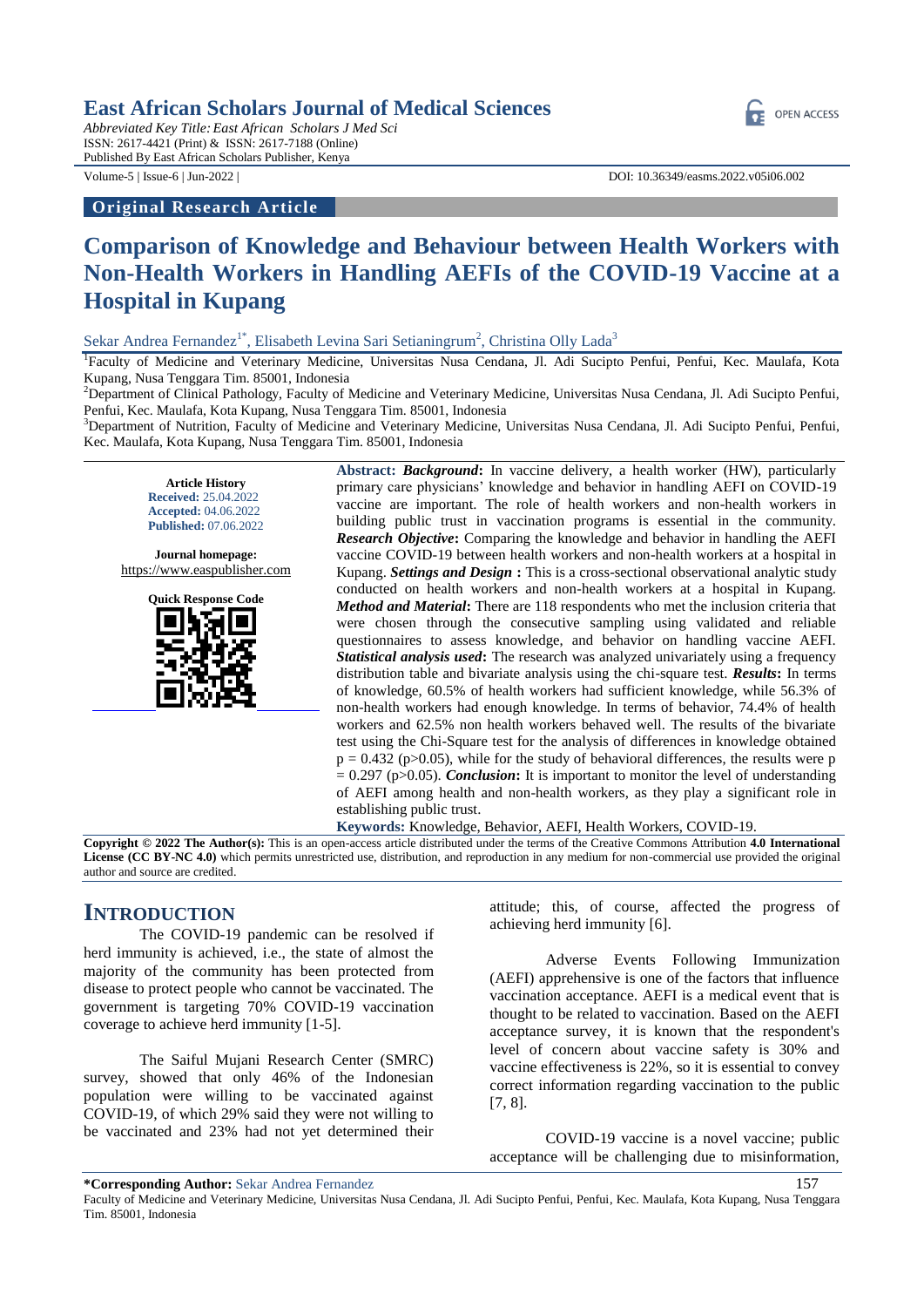# East African Scholars Journal of Medical Sciences

*Abbreviated Key Title: East African Scholars J Med Sci*
ISSN: 2617-4421 (Print) & ISSN: 2617-7188 (Online)
Published By East African Scholars Publisher, Kenya

Volume-5 | Issue-6 | Jun-2022 | DOI: 10.36349/easms.2022.v05i06.002

**Original Research Article**

# Comparison of Knowledge and Behaviour between Health Workers with Non-Health Workers in Handling AEFIs of the COVID-19 Vaccine at a Hospital in Kupang

Sekar Andrea Fernandez[1*], Elisabeth Levina Sari Setianingrum[2], Christina Olly Lada[3]

[1]Faculty of Medicine and Veterinary Medicine, Universitas Nusa Cendana, Jl. Adi Sucipto Penfui, Penfui, Kec. Maulafa, Kota Kupang, Nusa Tenggara Tim. 85001, Indonesia

[2]Department of Clinical Pathology, Faculty of Medicine and Veterinary Medicine, Universitas Nusa Cendana, Jl. Adi Sucipto Penfui, Penfui, Kec. Maulafa, Kota Kupang, Nusa Tenggara Tim. 85001, Indonesia

[3]Department of Nutrition, Faculty of Medicine and Veterinary Medicine, Universitas Nusa Cendana, Jl. Adi Sucipto Penfui, Penfui, Kec. Maulafa, Kota Kupang, Nusa Tenggara Tim. 85001, Indonesia

**Article History**
**Received:** 25.04.2022
**Accepted:** 04.06.2022
**Published:** 07.06.2022

**Journal homepage:** https://www.easpublisher.com

**Quick Response Code**

**Abstract:** ***Background*:** In vaccine delivery, a health worker (HW), particularly primary care physicians' knowledge and behavior in handling AEFI on COVID-19 vaccine are important. The role of health workers and non-health workers in building public trust in vaccination programs is essential in the community. ***Research Objective*:** Comparing the knowledge and behavior in handling the AEFI vaccine COVID-19 between health workers and non-health workers at a hospital in Kupang. ***Settings and Design* :** This is a cross-sectional observational analytic study conducted on health workers and non-health workers at a hospital in Kupang. ***Method and Material*:** There are 118 respondents who met the inclusion criteria that were chosen through the consecutive sampling using validated and reliable questionnaires to assess knowledge, and behavior on handling vaccine AEFI. ***Statistical analysis used*:** The research was analyzed univariately using a frequency distribution table and bivariate analysis using the chi-square test. ***Results*:** In terms of knowledge, 60.5% of health workers had sufficient knowledge, while 56.3% of non-health workers had enough knowledge. In terms of behavior, 74.4% of health workers and 62.5% non health workers behaved well. The results of the bivariate test using the Chi-Square test for the analysis of differences in knowledge obtained $p = 0.432$ ($p>0.05$), while for the study of behavioral differences, the results were $p = 0.297$ ($p>0.05$). ***Conclusion*:** It is important to monitor the level of understanding of AEFI among health and non-health workers, as they play a significant role in establishing public trust.

**Keywords:** Knowledge, Behavior, AEFI, Health Workers, COVID-19.

**Copyright © 2022 The Author(s):** This is an open-access article distributed under the terms of the Creative Commons Attribution **4.0 International License (CC BY-NC 4.0)** which permits unrestricted use, distribution, and reproduction in any medium for non-commercial use provided the original author and source are credited.

## INTRODUCTION

The COVID-19 pandemic can be resolved if herd immunity is achieved, i.e., the state of almost the majority of the community has been protected from disease to protect people who cannot be vaccinated. The government is targeting 70% COVID-19 vaccination coverage to achieve herd immunity [1-5].

The Saiful Mujani Research Center (SMRC) survey, showed that only 46% of the Indonesian population were willing to be vaccinated against COVID-19, of which 29% said they were not willing to be vaccinated and 23% had not yet determined their attitude; this, of course, affected the progress of achieving herd immunity [6].

Adverse Events Following Immunization (AEFI) apprehensive is one of the factors that influence vaccination acceptance. AEFI is a medical event that is thought to be related to vaccination. Based on the AEFI acceptance survey, it is known that the respondent's level of concern about vaccine safety is 30% and vaccine effectiveness is 22%, so it is essential to convey correct information regarding vaccination to the public [7, 8].

COVID-19 vaccine is a novel vaccine; public acceptance will be challenging due to misinformation,

**\*Corresponding Author:** Sekar Andrea Fernandez
Faculty of Medicine and Veterinary Medicine, Universitas Nusa Cendana, Jl. Adi Sucipto Penfui, Penfui, Kec. Maulafa, Kota Kupang, Nusa Tenggara Tim. 85001, Indonesia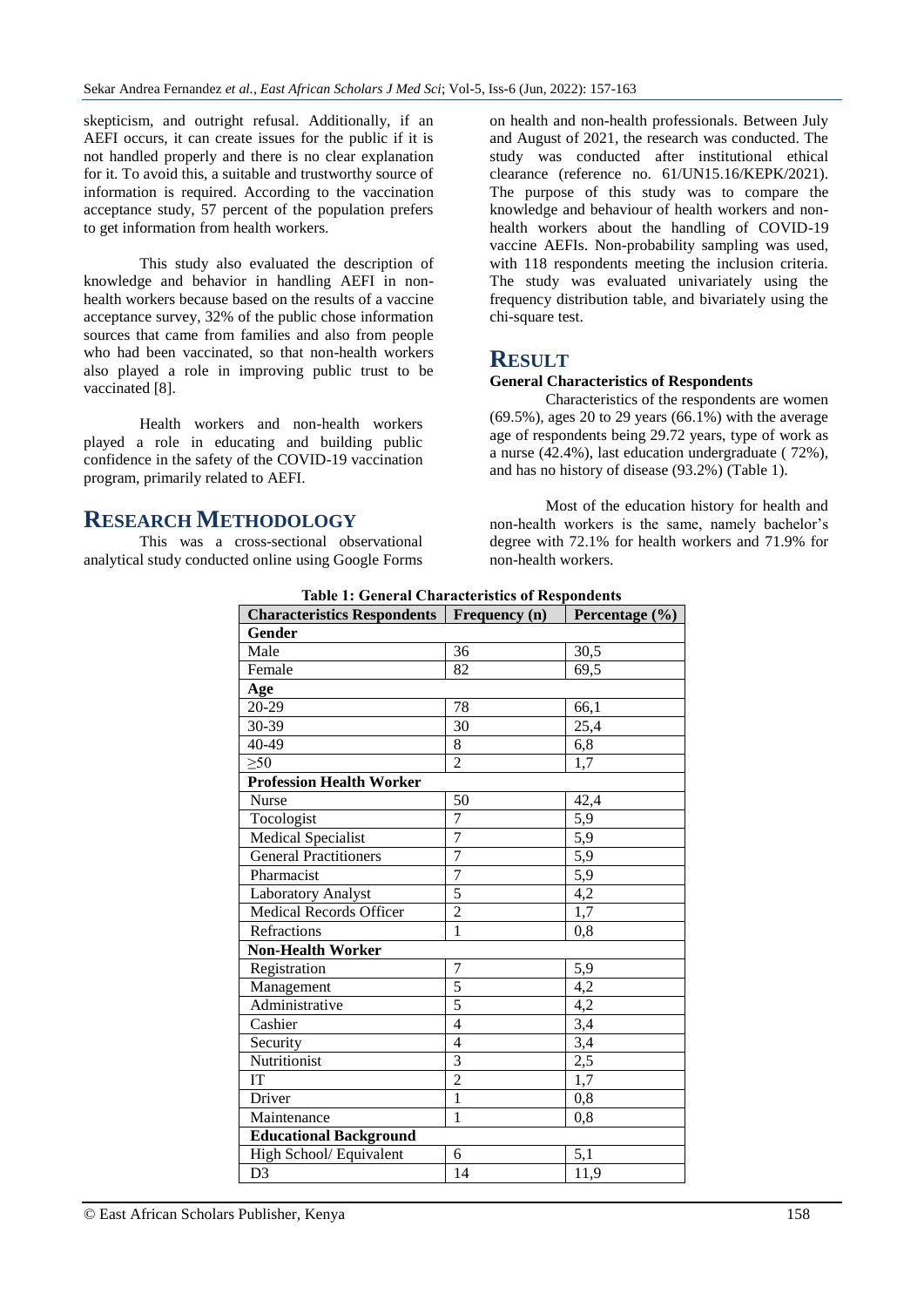skepticism, and outright refusal. Additionally, if an AEFI occurs, it can create issues for the public if it is not handled properly and there is no clear explanation for it. To avoid this, a suitable and trustworthy source of information is required. According to the vaccination acceptance study, 57 percent of the population prefers to get information from health workers.

This study also evaluated the description of knowledge and behavior in handling AEFI in non-health workers because based on the results of a vaccine acceptance survey, 32% of the public chose information sources that came from families and also from people who had been vaccinated, so that non-health workers also played a role in improving public trust to be vaccinated [8].

Health workers and non-health workers played a role in educating and building public confidence in the safety of the COVID-19 vaccination program, primarily related to AEFI.

# RESEARCH METHODOLOGY

This was a cross-sectional observational analytical study conducted online using Google Forms on health and non-health professionals. Between July and August of 2021, the research was conducted. The study was conducted after institutional ethical clearance (reference no. 61/UN15.16/KEPK/2021). The purpose of this study was to compare the knowledge and behaviour of health workers and non-health workers about the handling of COVID-19 vaccine AEFIs. Non-probability sampling was used, with 118 respondents meeting the inclusion criteria. The study was evaluated univariately using the frequency distribution table, and bivariately using the chi-square test.

# RESULT

### General Characteristics of Respondents

Characteristics of the respondents are women (69.5%), ages 20 to 29 years (66.1%) with the average age of respondents being 29.72 years, type of work as a nurse (42.4%), last education undergraduate ( 72%), and has no history of disease (93.2%) (Table 1).

Most of the education history for health and non-health workers is the same, namely bachelor's degree with 72.1% for health workers and 71.9% for non-health workers.

**Table 1: General Characteristics of Respondents**

| Characteristics Respondents | Frequency (n) | Percentage (%) |
|---|---|---|
| **Gender** | | |
| Male | 36 | 30,5 |
| Female | 82 | 69,5 |
| **Age** | | |
| 20-29 | 78 | 66,1 |
| 30-39 | 30 | 25,4 |
| 40-49 | 8 | 6,8 |
| ≥50 | 2 | 1,7 |
| **Profession Health Worker** | | |
| Nurse | 50 | 42,4 |
| Tocologist | 7 | 5,9 |
| Medical Specialist | 7 | 5,9 |
| General Practitioners | 7 | 5,9 |
| Pharmacist | 7 | 5,9 |
| Laboratory Analyst | 5 | 4,2 |
| Medical Records Officer | 2 | 1,7 |
| Refractions | 1 | 0,8 |
| **Non-Health Worker** | | |
| Registration | 7 | 5,9 |
| Management | 5 | 4,2 |
| Administrative | 5 | 4,2 |
| Cashier | 4 | 3,4 |
| Security | 4 | 3,4 |
| Nutritionist | 3 | 2,5 |
| IT | 2 | 1,7 |
| Driver | 1 | 0,8 |
| Maintenance | 1 | 0,8 |
| **Educational Background** | | |
| High School/ Equivalent | 6 | 5,1 |
| D3 | 14 | 11,9 |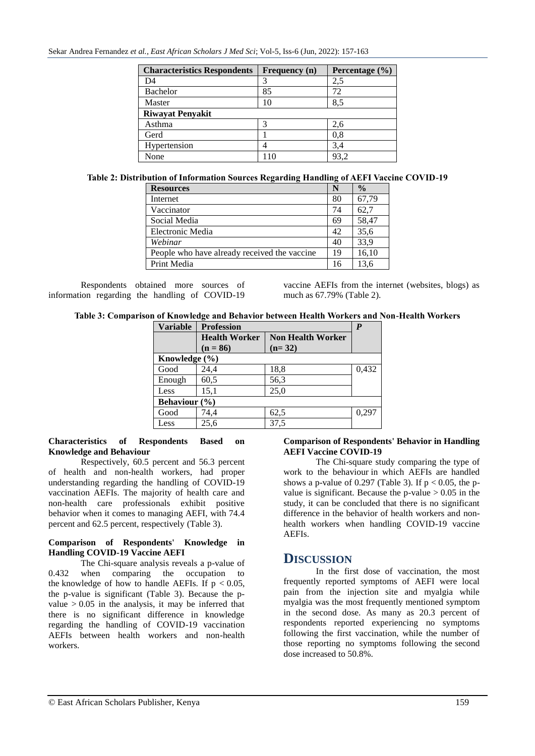| Characteristics Respondents | Frequency (n) | Percentage (%) |
|---|---|---|
| D4 | 3 | 2,5 |
| Bachelor | 85 | 72 |
| Master | 10 | 8,5 |
| **Riwayat Penyakit** | | |
| Asthma | 3 | 2,6 |
| Gerd | 1 | 0,8 |
| Hypertension | 4 | 3,4 |
| None | 110 | 93,2 |

**Table 2: Distribution of Information Sources Regarding Handling of AEFI Vaccine COVID-19**

| Resources | N | % |
|---|---|---|
| Internet | 80 | 67,79 |
| Vaccinator | 74 | 62,7 |
| Social Media | 69 | 58,47 |
| Electronic Media | 42 | 35,6 |
| *Webinar* | 40 | 33,9 |
| People who have already received the vaccine | 19 | 16,10 |
| Print Media | 16 | 13,6 |

Respondents obtained more sources of information regarding the handling of COVID-19 vaccine AEFIs from the internet (websites, blogs) as much as 67.79% (Table 2).

**Table 3: Comparison of Knowledge and Behavior between Health Workers and Non-Health Workers**

| Variable | Profession | | *P* |
|---|---|---|---|
| | Health Worker (n = 86) | Non Health Worker (n= 32) | |
| **Knowledge (%)** | | | |
| Good | 24,4 | 18,8 | 0,432 |
| Enough | 60,5 | 56,3 | |
| Less | 15,1 | 25,0 | |
| **Behaviour (%)** | | | |
| Good | 74,4 | 62,5 | 0,297 |
| Less | 25,6 | 37,5 | |

**Characteristics of Respondents Based on Knowledge and Behaviour**

Respectively, 60.5 percent and 56.3 percent of health and non-health workers, had proper understanding regarding the handling of COVID-19 vaccination AEFIs. The majority of health care and non-health care professionals exhibit positive behavior when it comes to managing AEFI, with 74.4 percent and 62.5 percent, respectively (Table 3).

**Comparison of Respondents' Knowledge in Handling COVID-19 Vaccine AEFI**

The Chi-square analysis reveals a p-value of 0.432 when comparing the occupation to the knowledge of how to handle AEFIs. If $p < 0.05$, the p-value is significant (Table 3). Because the p-value $> 0.05$ in the analysis, it may be inferred that there is no significant difference in knowledge regarding the handling of COVID-19 vaccination AEFIs between health workers and non-health workers.

**Comparison of Respondents' Behavior in Handling AEFI Vaccine COVID-19**

The Chi-square study comparing the type of work to the behaviour in which AEFIs are handled shows a p-value of 0.297 (Table 3). If $p < 0.05$, the p-value is significant. Because the p-value $> 0.05$ in the study, it can be concluded that there is no significant difference in the behavior of health workers and non-health workers when handling COVID-19 vaccine AEFIs.

# DISCUSSION

In the first dose of vaccination, the most frequently reported symptoms of AEFI were local pain from the injection site and myalgia while myalgia was the most frequently mentioned symptom in the second dose. As many as 20.3 percent of respondents reported experiencing no symptoms following the first vaccination, while the number of those reporting no symptoms following the second dose increased to 50.8%.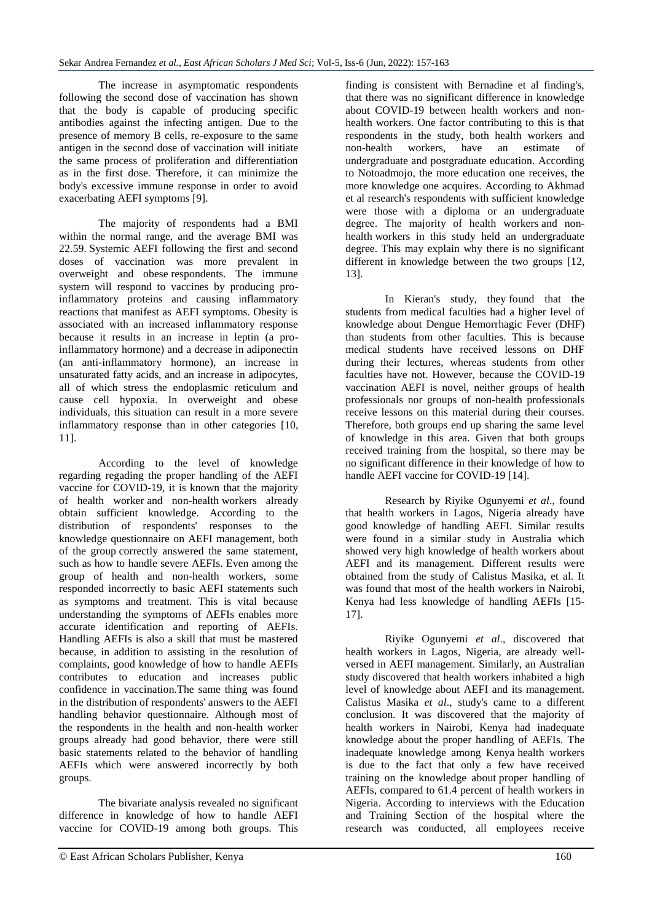The increase in asymptomatic respondents following the second dose of vaccination has shown that the body is capable of producing specific antibodies against the infecting antigen. Due to the presence of memory B cells, re-exposure to the same antigen in the second dose of vaccination will initiate the same process of proliferation and differentiation as in the first dose. Therefore, it can minimize the body's excessive immune response in order to avoid exacerbating AEFI symptoms [9].

The majority of respondents had a BMI within the normal range, and the average BMI was 22.59. Systemic AEFI following the first and second doses of vaccination was more prevalent in overweight and obese respondents. The immune system will respond to vaccines by producing pro-inflammatory proteins and causing inflammatory reactions that manifest as AEFI symptoms. Obesity is associated with an increased inflammatory response because it results in an increase in leptin (a pro-inflammatory hormone) and a decrease in adiponectin (an anti-inflammatory hormone), an increase in unsaturated fatty acids, and an increase in adipocytes, all of which stress the endoplasmic reticulum and cause cell hypoxia. In overweight and obese individuals, this situation can result in a more severe inflammatory response than in other categories [10, 11].

According to the level of knowledge regarding regading the proper handling of the AEFI vaccine for COVID-19, it is known that the majority of health worker and non-health workers already obtain sufficient knowledge. According to the distribution of respondents' responses to the knowledge questionnaire on AEFI management, both of the group correctly answered the same statement, such as how to handle severe AEFIs. Even among the group of health and non-health workers, some responded incorrectly to basic AEFI statements such as symptoms and treatment. This is vital because understanding the symptoms of AEFIs enables more accurate identification and reporting of AEFIs. Handling AEFIs is also a skill that must be mastered because, in addition to assisting in the resolution of complaints, good knowledge of how to handle AEFIs contributes to education and increases public confidence in vaccination.The same thing was found in the distribution of respondents' answers to the AEFI handling behavior questionnaire. Although most of the respondents in the health and non-health worker groups already had good behavior, there were still basic statements related to the behavior of handling AEFIs which were answered incorrectly by both groups.

The bivariate analysis revealed no significant difference in knowledge of how to handle AEFI vaccine for COVID-19 among both groups. This finding is consistent with Bernadine et al finding's, that there was no significant difference in knowledge about COVID-19 between health workers and non-health workers. One factor contributing to this is that respondents in the study, both health workers and non-health workers, have an estimate of undergraduate and postgraduate education. According to Notoadmojo, the more education one receives, the more knowledge one acquires. According to Akhmad et al research's respondents with sufficient knowledge were those with a diploma or an undergraduate degree. The majority of health workers and non-health workers in this study held an undergraduate degree. This may explain why there is no significant different in knowledge between the two groups [12, 13].

In Kieran's study, they found that the students from medical faculties had a higher level of knowledge about Dengue Hemorrhagic Fever (DHF) than students from other faculties. This is because medical students have received lessons on DHF during their lectures, whereas students from other faculties have not. However, because the COVID-19 vaccination AEFI is novel, neither groups of health professionals nor groups of non-health professionals receive lessons on this material during their courses. Therefore, both groups end up sharing the same level of knowledge in this area. Given that both groups received training from the hospital, so there may be no significant difference in their knowledge of how to handle AEFI vaccine for COVID-19 [14].

Research by Riyike Ogunyemi *et al*., found that health workers in Lagos, Nigeria already have good knowledge of handling AEFI. Similar results were found in a similar study in Australia which showed very high knowledge of health workers about AEFI and its management. Different results were obtained from the study of Calistus Masika, et al. It was found that most of the health workers in Nairobi, Kenya had less knowledge of handling AEFIs [15-17].

Riyike Ogunyemi *et al*., discovered that health workers in Lagos, Nigeria, are already well-versed in AEFI management. Similarly, an Australian study discovered that health workers inhabited a high level of knowledge about AEFI and its management. Calistus Masika *et al*., study's came to a different conclusion. It was discovered that the majority of health workers in Nairobi, Kenya had inadequate knowledge about the proper handling of AEFIs. The inadequate knowledge among Kenya health workers is due to the fact that only a few have received training on the knowledge about proper handling of AEFIs, compared to 61.4 percent of health workers in Nigeria. According to interviews with the Education and Training Section of the hospital where the research was conducted, all employees receive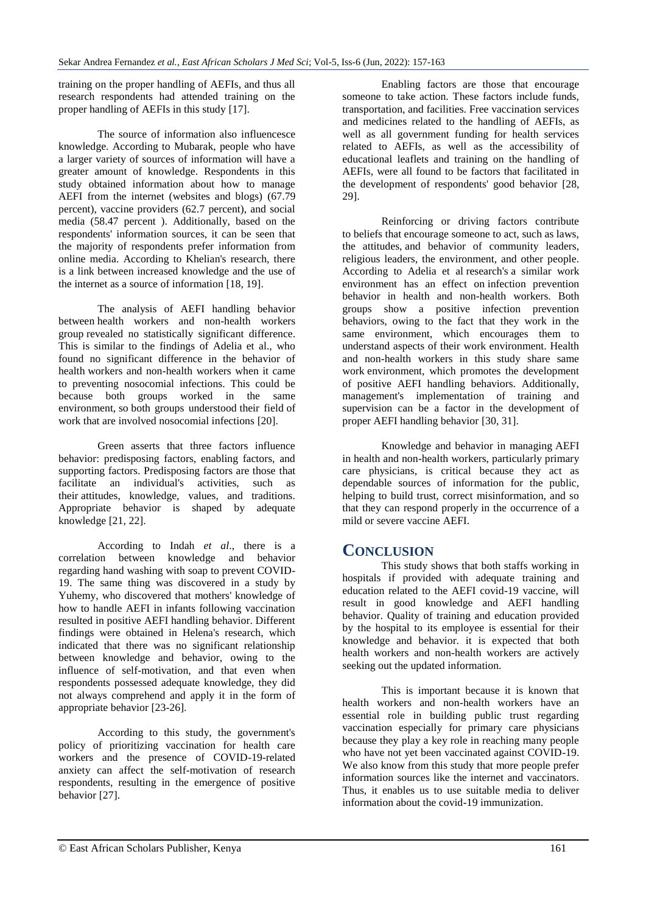training on the proper handling of AEFIs, and thus all research respondents had attended training on the proper handling of AEFIs in this study [17].

The source of information also influencesce knowledge. According to Mubarak, people who have a larger variety of sources of information will have a greater amount of knowledge. Respondents in this study obtained information about how to manage AEFI from the internet (websites and blogs) (67.79 percent), vaccine providers (62.7 percent), and social media (58.47 percent ). Additionally, based on the respondents' information sources, it can be seen that the majority of respondents prefer information from online media. According to Khelian's research, there is a link between increased knowledge and the use of the internet as a source of information [18, 19].

The analysis of AEFI handling behavior between health workers and non-health workers group revealed no statistically significant difference. This is similar to the findings of Adelia et al., who found no significant difference in the behavior of health workers and non-health workers when it came to preventing nosocomial infections. This could be because both groups worked in the same environment, so both groups understood their field of work that are involved nosocomial infections [20].

Green asserts that three factors influence behavior: predisposing factors, enabling factors, and supporting factors. Predisposing factors are those that facilitate an individual's activities, such as their attitudes, knowledge, values, and traditions. Appropriate behavior is shaped by adequate knowledge [21, 22].

According to Indah *et al*., there is a correlation between knowledge and behavior regarding hand washing with soap to prevent COVID-19. The same thing was discovered in a study by Yuhemy, who discovered that mothers' knowledge of how to handle AEFI in infants following vaccination resulted in positive AEFI handling behavior. Different findings were obtained in Helena's research, which indicated that there was no significant relationship between knowledge and behavior, owing to the influence of self-motivation, and that even when respondents possessed adequate knowledge, they did not always comprehend and apply it in the form of appropriate behavior [23-26].

According to this study, the government's policy of prioritizing vaccination for health care workers and the presence of COVID-19-related anxiety can affect the self-motivation of research respondents, resulting in the emergence of positive behavior [27].

Enabling factors are those that encourage someone to take action. These factors include funds, transportation, and facilities. Free vaccination services and medicines related to the handling of AEFIs, as well as all government funding for health services related to AEFIs, as well as the accessibility of educational leaflets and training on the handling of AEFIs, were all found to be factors that facilitated in the development of respondents' good behavior [28, 29].

Reinforcing or driving factors contribute to beliefs that encourage someone to act, such as laws, the attitudes, and behavior of community leaders, religious leaders, the environment, and other people. According to Adelia et al research's a similar work environment has an effect on infection prevention behavior in health and non-health workers. Both groups show a positive infection prevention behaviors, owing to the fact that they work in the same environment, which encourages them to understand aspects of their work environment. Health and non-health workers in this study share same work environment, which promotes the development of positive AEFI handling behaviors. Additionally, management's implementation of training and supervision can be a factor in the development of proper AEFI handling behavior [30, 31].

Knowledge and behavior in managing AEFI in health and non-health workers, particularly primary care physicians, is critical because they act as dependable sources of information for the public, helping to build trust, correct misinformation, and so that they can respond properly in the occurrence of a mild or severe vaccine AEFI.

# CONCLUSION

This study shows that both staffs working in hospitals if provided with adequate training and education related to the AEFI covid-19 vaccine, will result in good knowledge and AEFI handling behavior. Quality of training and education provided by the hospital to its employee is essential for their knowledge and behavior. it is expected that both health workers and non-health workers are actively seeking out the updated information.

This is important because it is known that health workers and non-health workers have an essential role in building public trust regarding vaccination especially for primary care physicians because they play a key role in reaching many people who have not yet been vaccinated against COVID-19. We also know from this study that more people prefer information sources like the internet and vaccinators. Thus, it enables us to use suitable media to deliver information about the covid-19 immunization.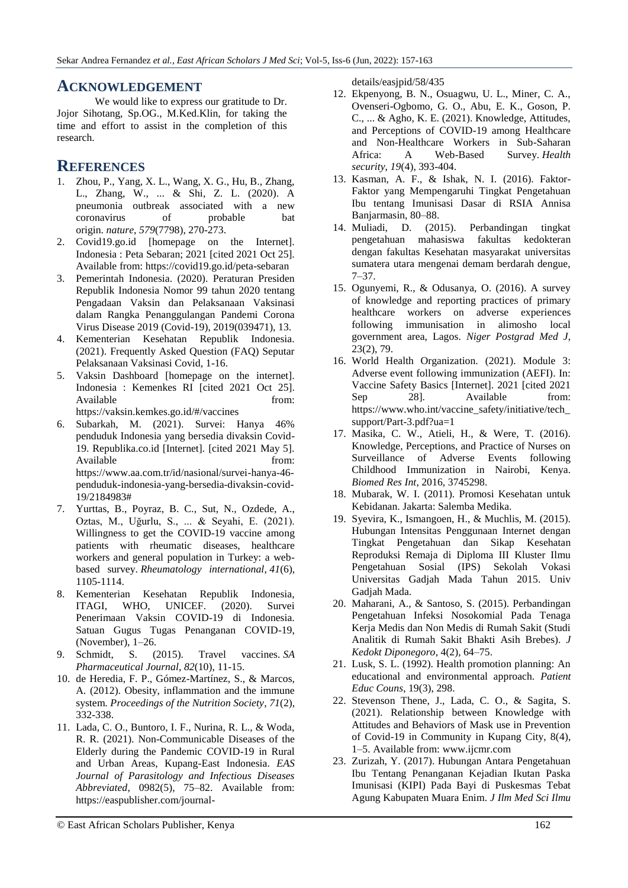## ACKNOWLEDGEMENT

We would like to express our gratitude to Dr. Jojor Sihotang, Sp.OG., M.Ked.Klin, for taking the time and effort to assist in the completion of this research.

## REFERENCES

1. Zhou, P., Yang, X. L., Wang, X. G., Hu, B., Zhang, L., Zhang, W., ... & Shi, Z. L. (2020). A pneumonia outbreak associated with a new coronavirus of probable bat origin. *nature*, *579*(7798), 270-273.
2. Covid19.go.id [homepage on the Internet]. Indonesia : Peta Sebaran; 2021 [cited 2021 Oct 25]. Available from: https://covid19.go.id/peta-sebaran
3. Pemerintah Indonesia. (2020). Peraturan Presiden Republik Indonesia Nomor 99 tahun 2020 tentang Pengadaan Vaksin dan Pelaksanaan Vaksinasi dalam Rangka Penanggulangan Pandemi Corona Virus Disease 2019 (Covid-19), 2019(039471), 13.
4. Kementerian Kesehatan Republik Indonesia. (2021). Frequently Asked Question (FAQ) Seputar Pelaksanaan Vaksinasi Covid, 1-16.
5. Vaksin Dashboard [homepage on the internet]. Indonesia : Kemenkes RI [cited 2021 Oct 25]. Available from: https://vaksin.kemkes.go.id/#/vaccines
6. Subarkah, M. (2021). Survei: Hanya 46% penduduk Indonesia yang bersedia divaksin Covid-19. Republika.co.id [Internet]. [cited 2021 May 5]. Available from: https://www.aa.com.tr/id/nasional/survei-hanya-46-penduduk-indonesia-yang-bersedia-divaksin-covid-19/2184983#
7. Yurttas, B., Poyraz, B. C., Sut, N., Ozdede, A., Oztas, M., Uğurlu, S., ... & Seyahi, E. (2021). Willingness to get the COVID-19 vaccine among patients with rheumatic diseases, healthcare workers and general population in Turkey: a web-based survey. *Rheumatology international*, *41*(6), 1105-1114.
8. Kementerian Kesehatan Republik Indonesia, ITAGI, WHO, UNICEF. (2020). Survei Penerimaan Vaksin COVID-19 di Indonesia. Satuan Gugus Tugas Penanganan COVID-19, (November), 1–26.
9. Schmidt, S. (2015). Travel vaccines. *SA Pharmaceutical Journal*, *82*(10), 11-15.
10. de Heredia, F. P., Gómez-Martínez, S., & Marcos, A. (2012). Obesity, inflammation and the immune system. *Proceedings of the Nutrition Society*, *71*(2), 332-338.
11. Lada, C. O., Buntoro, I. F., Nurina, R. L., & Woda, R. R. (2021). Non-Communicable Diseases of the Elderly during the Pandemic COVID-19 in Rural and Urban Areas, Kupang-East Indonesia. *EAS Journal of Parasitology and Infectious Diseases Abbreviated*, 0982(5), 75–82. Available from: https://easpublisher.com/journal-details/easjpid/58/435
12. Ekpenyong, B. N., Osuagwu, U. L., Miner, C. A., Ovenseri-Ogbomo, G. O., Abu, E. K., Goson, P. C., ... & Agho, K. E. (2021). Knowledge, Attitudes, and Perceptions of COVID-19 among Healthcare and Non-Healthcare Workers in Sub-Saharan Africa: A Web-Based Survey. *Health security*, *19*(4), 393-404.
13. Kasman, A. F., & Ishak, N. I. (2016). Faktor-Faktor yang Mempengaruhi Tingkat Pengetahuan Ibu tentang Imunisasi Dasar di RSIA Annisa Banjarmasin, 80–88.
14. Muliadi, D. (2015). Perbandingan tingkat pengetahuan mahasiswa fakultas kedokteran dengan fakultas Kesehatan masyarakat universitas sumatera utara mengenai demam berdarah dengue, 7–37.
15. Ogunyemi, R., & Odusanya, O. (2016). A survey of knowledge and reporting practices of primary healthcare workers on adverse experiences following immunisation in alimosho local government area, Lagos. *Niger Postgrad Med J*, 23(2), 79.
16. World Health Organization. (2021). Module 3: Adverse event following immunization (AEFI). In: Vaccine Safety Basics [Internet]. 2021 [cited 2021 Sep 28]. Available from: https://www.who.int/vaccine_safety/initiative/tech_support/Part-3.pdf?ua=1
17. Masika, C. W., Atieli, H., & Were, T. (2016). Knowledge, Perceptions, and Practice of Nurses on Surveillance of Adverse Events following Childhood Immunization in Nairobi, Kenya. *Biomed Res Int*, 2016, 3745298.
18. Mubarak, W. I. (2011). Promosi Kesehatan untuk Kebidanan. Jakarta: Salemba Medika.
19. Syevira, K., Ismangoen, H., & Muchlis, M. (2015). Hubungan Intensitas Penggunaan Internet dengan Tingkat Pengetahuan dan Sikap Kesehatan Reproduksi Remaja di Diploma III Kluster Ilmu Pengetahuan Sosial (IPS) Sekolah Vokasi Universitas Gadjah Mada Tahun 2015. Univ Gadjah Mada.
20. Maharani, A., & Santoso, S. (2015). Perbandingan Pengetahuan Infeksi Nosokomial Pada Tenaga Kerja Medis dan Non Medis di Rumah Sakit (Studi Analitik di Rumah Sakit Bhakti Asih Brebes). *J Kedokt Diponegoro*, 4(2), 64–75.
21. Lusk, S. L. (1992). Health promotion planning: An educational and environmental approach. *Patient Educ Couns*, 19(3), 298.
22. Stevenson Thene, J., Lada, C. O., & Sagita, S. (2021). Relationship between Knowledge with Attitudes and Behaviors of Mask use in Prevention of Covid-19 in Community in Kupang City, 8(4), 1–5. Available from: www.ijcmr.com
23. Zurizah, Y. (2017). Hubungan Antara Pengetahuan Ibu Tentang Penanganan Kejadian Ikutan Paska Imunisasi (KIPI) Pada Bayi di Puskesmas Tebat Agung Kabupaten Muara Enim. *J Ilm Med Sci Ilmu*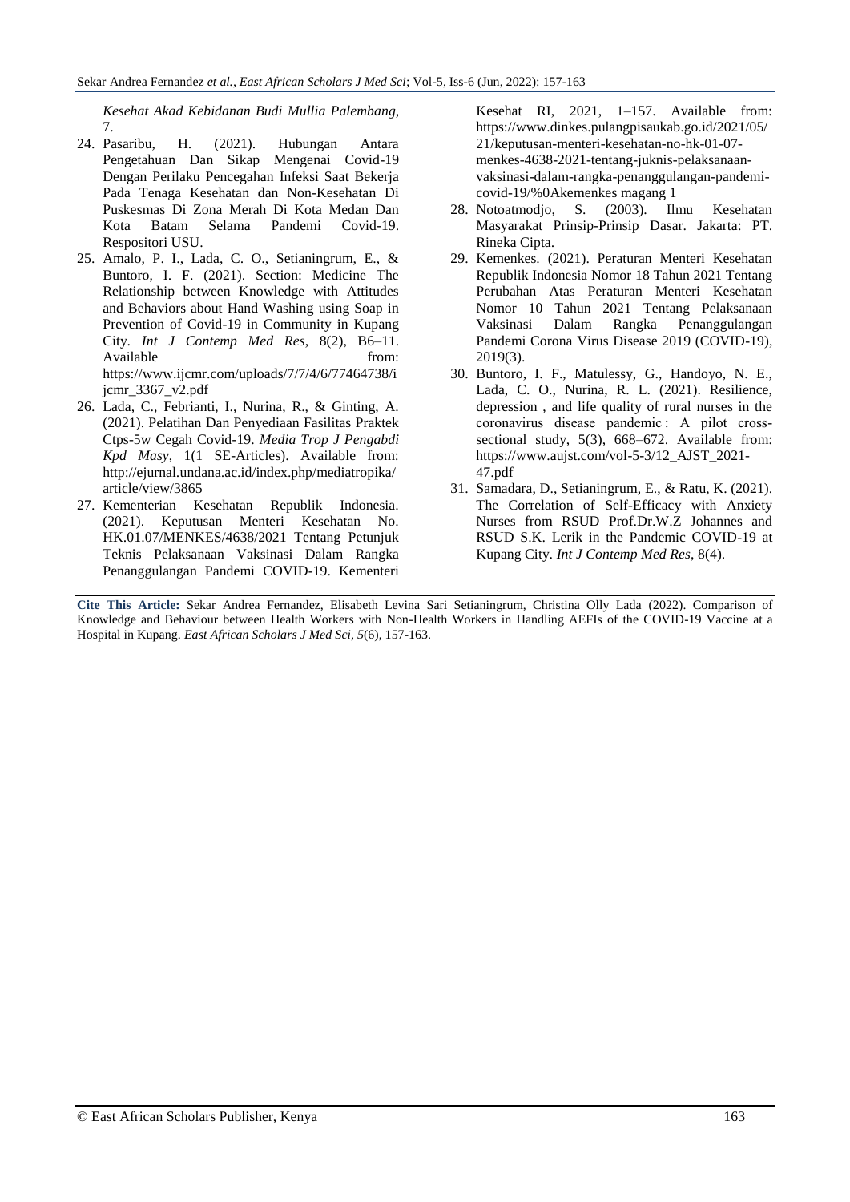*Kesehat Akad Kebidanan Budi Mullia Palembang*, 7.

24. Pasaribu, H. (2021). Hubungan Antara Pengetahuan Dan Sikap Mengenai Covid-19 Dengan Perilaku Pencegahan Infeksi Saat Bekerja Pada Tenaga Kesehatan dan Non-Kesehatan Di Puskesmas Di Zona Merah Di Kota Medan Dan Kota Batam Selama Pandemi Covid-19. Respositori USU.
25. Amalo, P. I., Lada, C. O., Setianingrum, E., & Buntoro, I. F. (2021). Section: Medicine The Relationship between Knowledge with Attitudes and Behaviors about Hand Washing using Soap in Prevention of Covid-19 in Community in Kupang City. *Int J Contemp Med Res*, 8(2), B6–11. Available from: https://www.ijcmr.com/uploads/7/7/4/6/77464738/ijcmr_3367_v2.pdf
26. Lada, C., Febrianti, I., Nurina, R., & Ginting, A. (2021). Pelatihan Dan Penyediaan Fasilitas Praktek Ctps-5w Cegah Covid-19. *Media Trop J Pengabdi Kpd Masy*, 1(1 SE-Articles). Available from: http://ejurnal.undana.ac.id/index.php/mediatropika/article/view/3865
27. Kementerian Kesehatan Republik Indonesia. (2021). Keputusan Menteri Kesehatan No. HK.01.07/MENKES/4638/2021 Tentang Petunjuk Teknis Pelaksanaan Vaksinasi Dalam Rangka Penanggulangan Pandemi COVID-19. Kementeri Kesehat RI, 2021, 1–157. Available from: https://www.dinkes.pulangpisaukab.go.id/2021/05/21/keputusan-menteri-kesehatan-no-hk-01-07-menkes-4638-2021-tentang-juknis-pelaksanaan-vaksinasi-dalam-rangka-penanggulangan-pandemi-covid-19/%0Akemenkes magang 1
28. Notoatmodjo, S. (2003). Ilmu Kesehatan Masyarakat Prinsip-Prinsip Dasar. Jakarta: PT. Rineka Cipta.
29. Kemenkes. (2021). Peraturan Menteri Kesehatan Republik Indonesia Nomor 18 Tahun 2021 Tentang Perubahan Atas Peraturan Menteri Kesehatan Nomor 10 Tahun 2021 Tentang Pelaksanaan Vaksinasi Dalam Rangka Penanggulangan Pandemi Corona Virus Disease 2019 (COVID-19), 2019(3).
30. Buntoro, I. F., Matulessy, G., Handoyo, N. E., Lada, C. O., Nurina, R. L. (2021). Resilience, depression , and life quality of rural nurses in the coronavirus disease pandemic : A pilot cross-sectional study, 5(3), 668–672. Available from: https://www.aujst.com/vol-5-3/12_AJST_2021-47.pdf
31. Samadara, D., Setianingrum, E., & Ratu, K. (2021). The Correlation of Self-Efficacy with Anxiety Nurses from RSUD Prof.Dr.W.Z Johannes and RSUD S.K. Lerik in the Pandemic COVID-19 at Kupang City. *Int J Contemp Med Res*, 8(4).

**Cite This Article:** Sekar Andrea Fernandez, Elisabeth Levina Sari Setianingrum, Christina Olly Lada (2022). Comparison of Knowledge and Behaviour between Health Workers with Non-Health Workers in Handling AEFIs of the COVID-19 Vaccine at a Hospital in Kupang. *East African Scholars J Med Sci, 5*(6), 157-163.